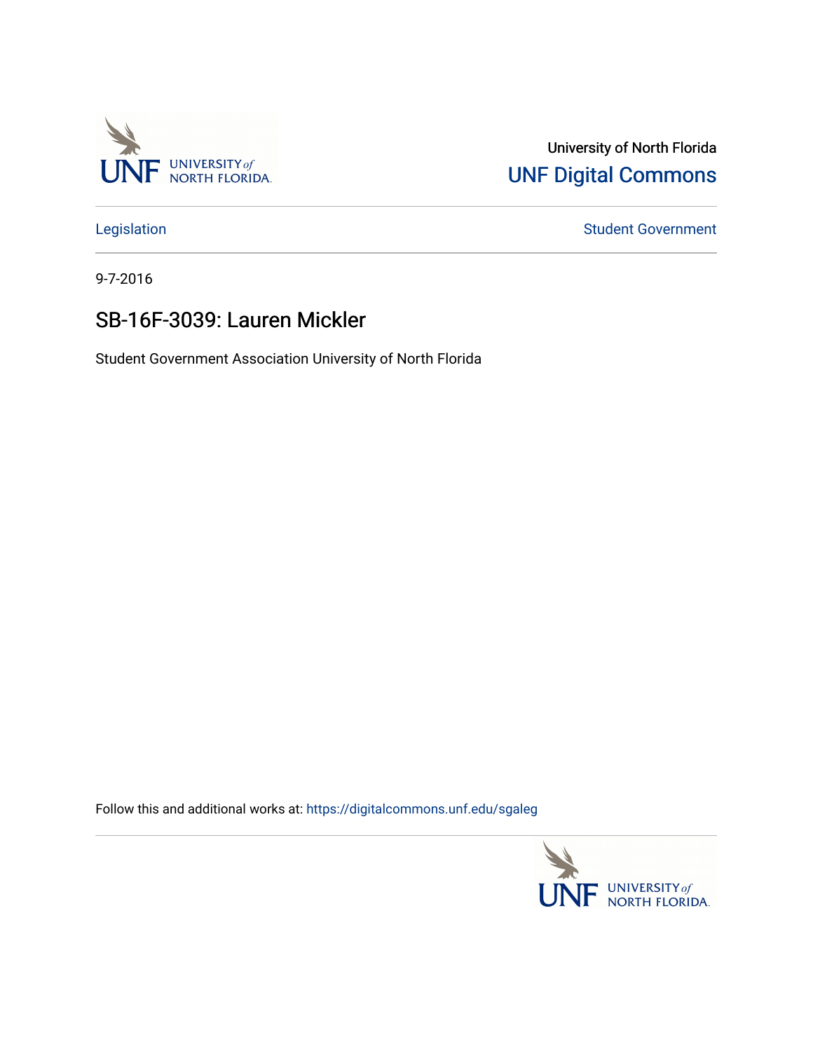University of North Florida

UNF Digital Commons

Legislation

Student Government

9-7-2016

# SB-16F-3039: Lauren Mickler

Student Government Association University of North Florida

Follow this and additional works at: https://digitalcommons.unf.edu/sgaleg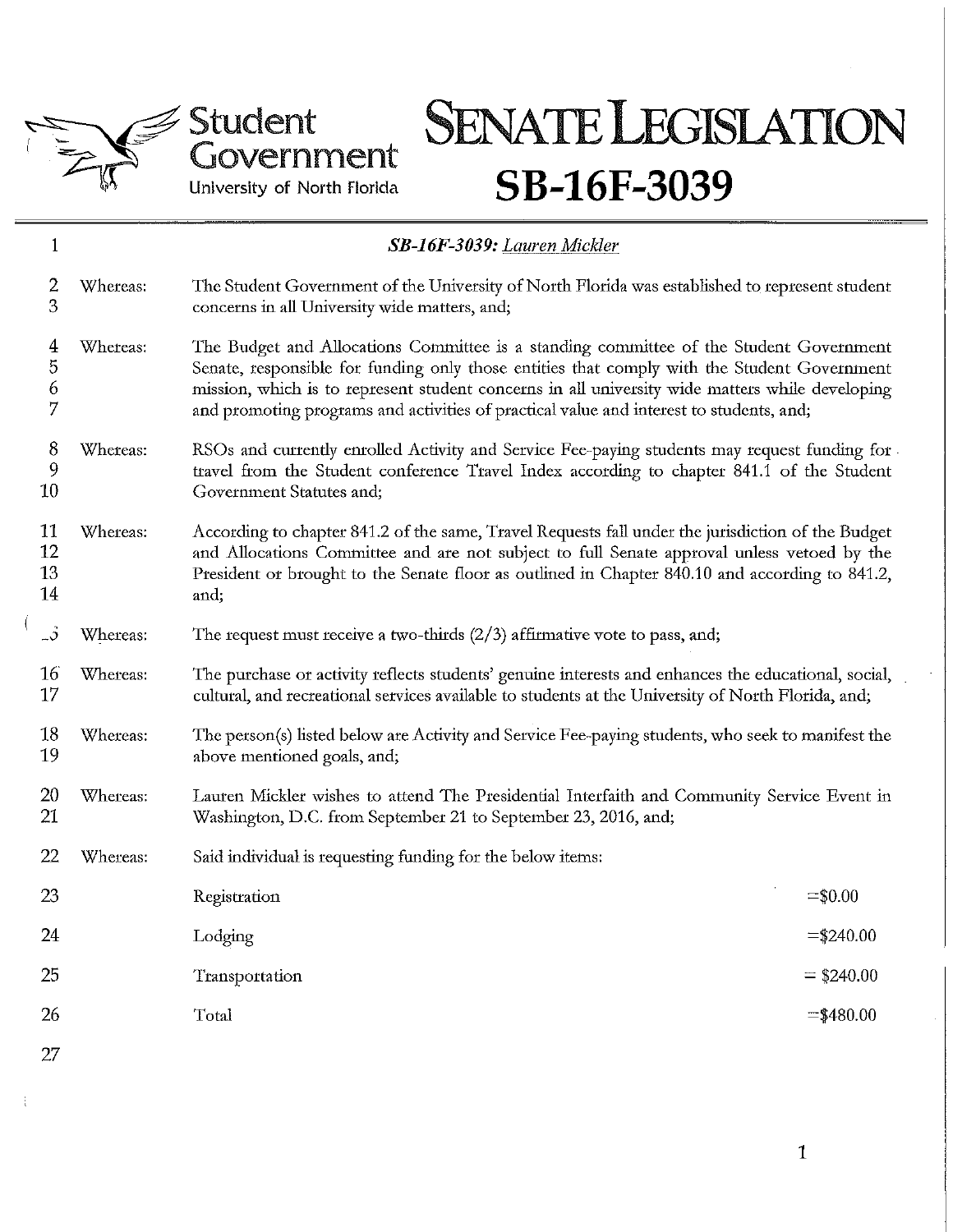# Student Government
University of North Florida

# SENATE LEGISLATION
## SB-16F-3039

1 ***SB-16F-3039:*** *Lauren Mickler*

2–3 Whereas: The Student Government of the University of North Florida was established to represent student concerns in all University wide matters, and;

4–7 Whereas: The Budget and Allocations Committee is a standing committee of the Student Government Senate, responsible for funding only those entities that comply with the Student Government mission, which is to represent student concerns in all university wide matters while developing and promoting programs and activities of practical value and interest to students, and;

8–10 Whereas: RSOs and currently enrolled Activity and Service Fee-paying students may request funding for travel from the Student conference Travel Index according to chapter 841.1 of the Student Government Statutes and;

11–14 Whereas: According to chapter 841.2 of the same, Travel Requests fall under the jurisdiction of the Budget and Allocations Committee and are not subject to full Senate approval unless vetoed by the President or brought to the Senate floor as outlined in Chapter 840.10 and according to 841.2, and;

15 Whereas: The request must receive a two-thirds (2/3) affirmative vote to pass, and;

16–17 Whereas: The purchase or activity reflects students' genuine interests and enhances the educational, social, cultural, and recreational services available to students at the University of North Florida, and;

18–19 Whereas: The person(s) listed below are Activity and Service Fee-paying students, who seek to manifest the above mentioned goals, and;

20–21 Whereas: Lauren Mickler wishes to attend The Presidential Interfaith and Community Service Event in Washington, D.C. from September 21 to September 23, 2016, and;

22 Whereas: Said individual is requesting funding for the below items:

| Line | Item | Amount |
|---|---|---|
| 23 | Registration | =$0.00 |
| 24 | Lodging | =$240.00 |
| 25 | Transportation | = $240.00 |
| 26 | Total | =$480.00 |

27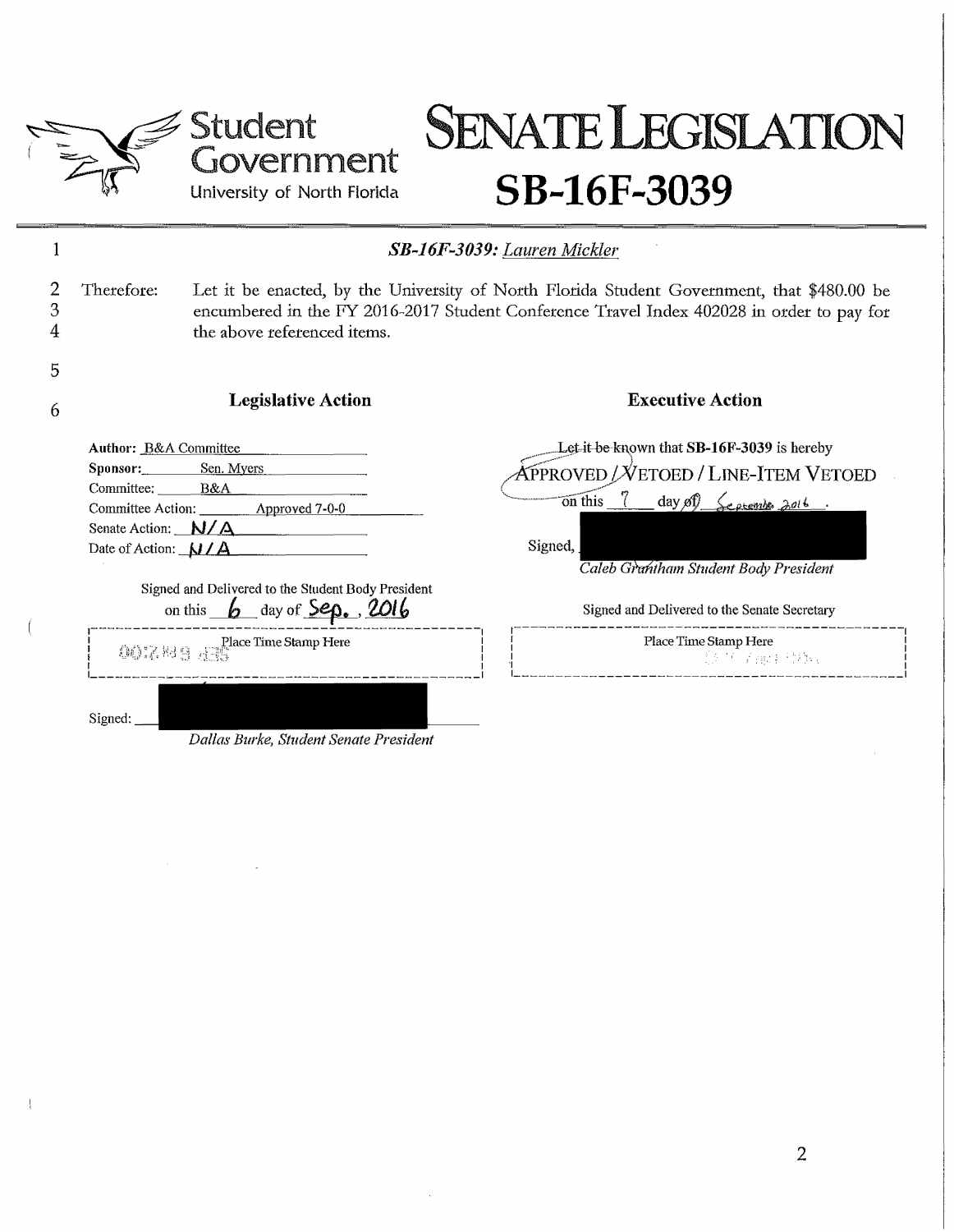Student Government
University of North Florida

# SENATE LEGISLATION SB-16F-3039

1 ***SB-16F-3039:** Lauren Mickler*

2 Therefore: Let it be enacted, by the University of North Florida Student Government, that $480.00 be
3 encumbered in the FY 2016-2017 Student Conference Travel Index 402028 in order to pay for
4 the above referenced items.

5

6

**Legislative Action**

**Author:** B&A Committee
**Sponsor:** Sen. Myers
Committee: B&A
Committee Action: Approved 7-0-0
Senate Action: N/A
Date of Action: N/A

Signed and Delivered to the Student Body President on this 6 day of Sep., 2016

Place Time Stamp Here

Signed:

*Dallas Burke, Student Senate President*

**Executive Action**

Let it be known that **SB-16F-3039** is hereby APPROVED / VETOED / LINE-ITEM VETOED on this 7 day of September 2016.

Signed,

*Caleb Grantham Student Body President*

Signed and Delivered to the Senate Secretary

Place Time Stamp Here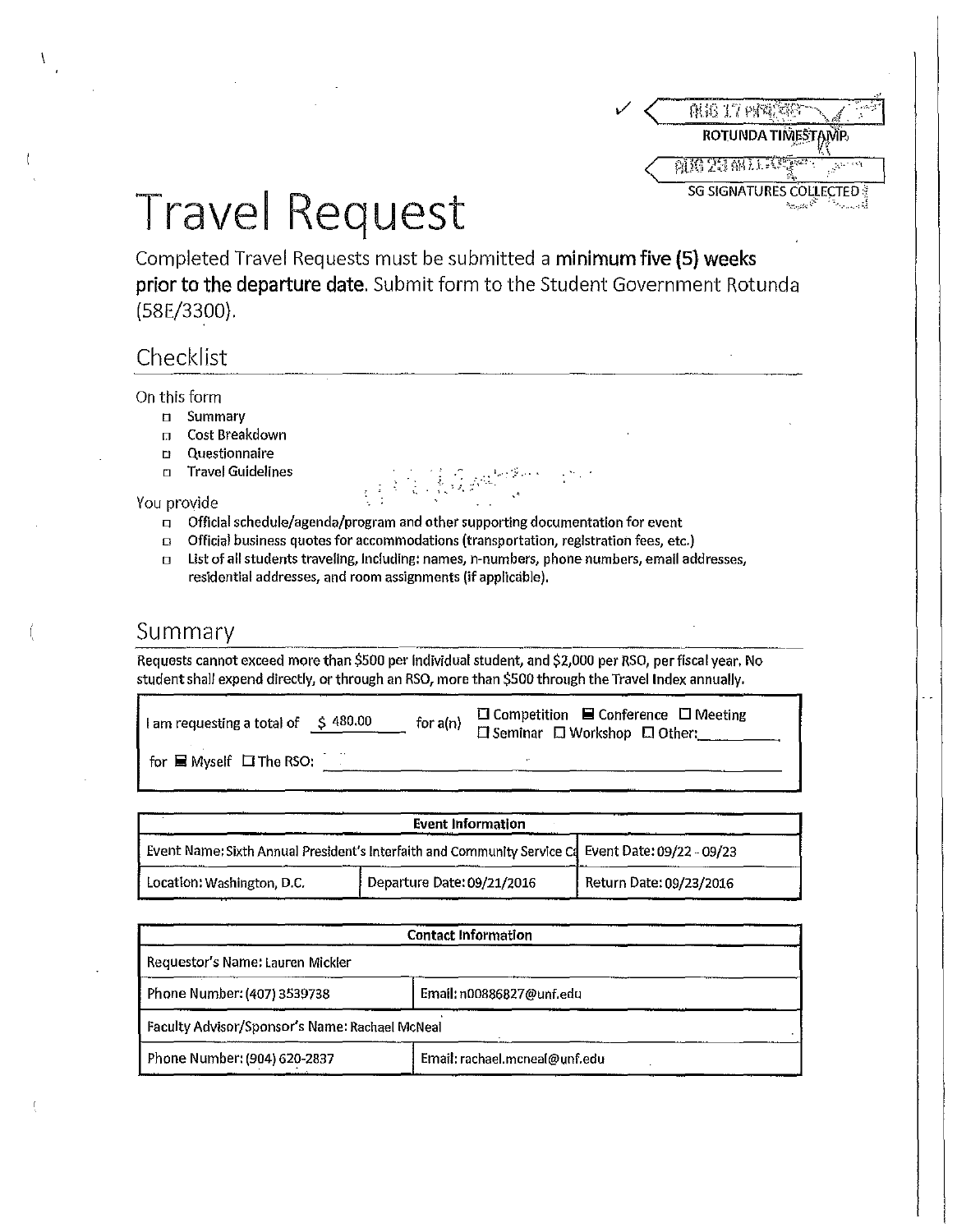AUG 17 PM

ROTUNDA TIMESTAMP

AUG 23 AM

SG SIGNATURES COLLECTED

# Travel Request

Completed Travel Requests must be submitted a **minimum five (5) weeks prior to the departure date**. Submit form to the Student Government Rotunda (58E/3300).

## Checklist

On this form

- ☐ Summary
- ☐ Cost Breakdown
- ☐ Questionnaire
- ☐ Travel Guidelines

You provide

- ☐ Official schedule/agenda/program and other supporting documentation for event
- ☐ Official business quotes for accommodations (transportation, registration fees, etc.)
- ☐ List of all students traveling, including: names, n-numbers, phone numbers, email addresses, residential addresses, and room assignments (if applicable).

## Summary

Requests cannot exceed more than $500 per individual student, and $2,000 per RSO, per fiscal year. No student shall expend directly, or through an RSO, more than $500 through the Travel Index annually.

I am requesting a total of $ 480.00 for a(n) ☐ Competition ■ Conference ☐ Meeting ☐ Seminar ☐ Workshop ☐ Other:\_\_\_\_\_\_\_\_

for ■ Myself ☐ The RSO: \_\_\_\_\_\_\_\_\_\_\_\_\_\_\_\_

| Event Information | | |
|---|---|---|
| Event Name: Sixth Annual President's Interfaith and Community Service Ca | | Event Date: 09/22 - 09/23 |
| Location: Washington, D.C. | Departure Date: 09/21/2016 | Return Date: 09/23/2016 |

| Contact Information | |
|---|---|
| Requestor's Name: Lauren Mickler | |
| Phone Number: (407) 3539738 | Email: n00886827@unf.edu |
| Faculty Advisor/Sponsor's Name: Rachael McNeal | |
| Phone Number: (904) 620-2837 | Email: rachael.mcneal@unf.edu |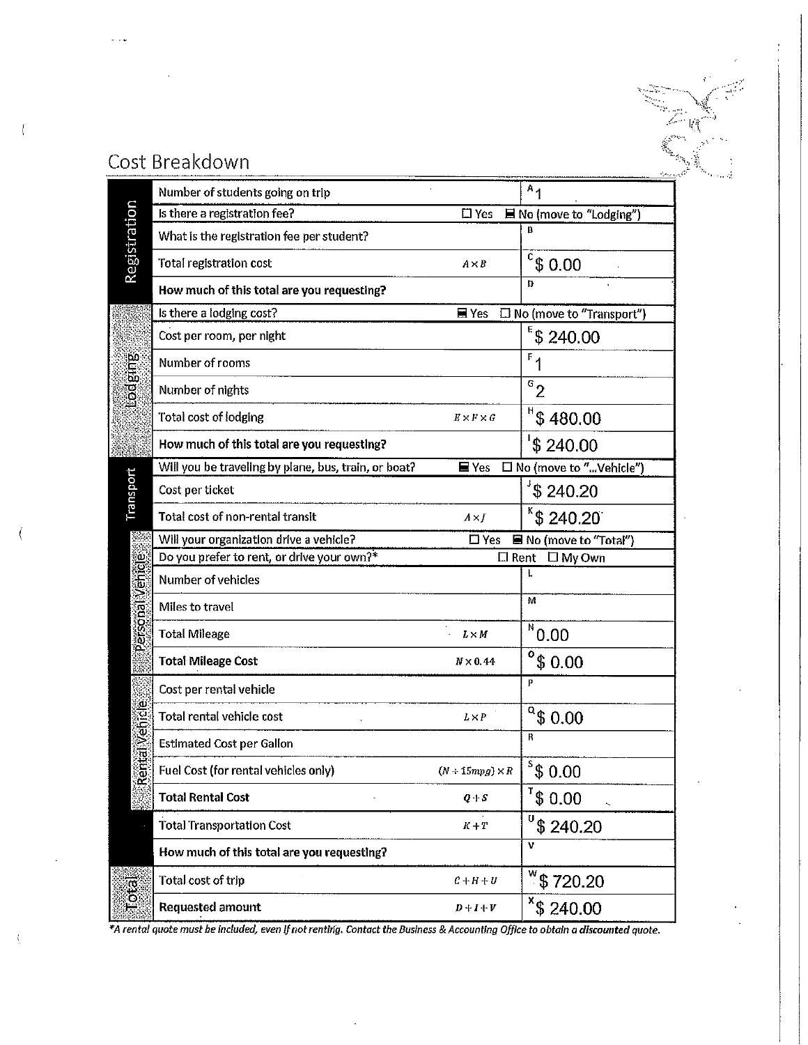## Cost Breakdown

| Section | Item | Formula | Value |
|---|---|---|---|
| Registration | Number of students going on trip | | A 1 |
| | Is there a registration fee? | ☐ Yes | ■ No (move to "Lodging") |
| | What is the registration fee per student? | | B |
| | Total registration cost | $A \times B$ | C $ 0.00 |
| | **How much of this total are you requesting?** | | D |
| Lodging | Is there a lodging cost? | ■ Yes | ☐ No (move to "Transport") |
| | Cost per room, per night | | E $ 240.00 |
| | Number of rooms | | F 1 |
| | Number of nights | | G 2 |
| | Total cost of lodging | $E \times F \times G$ | H $ 480.00 |
| | **How much of this total are you requesting?** | | I $ 240.00 |
| Transport | Will you be traveling by plane, bus, train, or boat? | ■ Yes | ☐ No (move to "...Vehicle") |
| | Cost per ticket | | J $ 240.20 |
| | Total cost of non-rental transit | $A \times J$ | K $ 240.20 |
| Personal Vehicle | Will your organization drive a vehicle? | ☐ Yes | ■ No (move to "Total") |
| | Do you prefer to rent, or drive your own?* | | ☐ Rent ☐ My Own |
| | Number of vehicles | | L |
| | Miles to travel | | M |
| | Total Mileage | $L \times M$ | N 0.00 |
| | **Total Mileage Cost** | $N \times 0.44$ | O $ 0.00 |
| Rental Vehicle | Cost per rental vehicle | | P |
| | Total rental vehicle cost | $L \times P$ | Q $ 0.00 |
| | Estimated Cost per Gallon | | R |
| | Fuel Cost (for rental vehicles only) | $(N \div 15mpg) \times R$ | S $ 0.00 |
| | **Total Rental Cost** | $Q + S$ | T $ 0.00 |
| | Total Transportation Cost | $K + T$ | U $ 240.20 |
| | **How much of this total are you requesting?** | | V |
| Total | Total cost of trip | $C + H + U$ | W $ 720.20 |
| | **Requested amount** | $D + I + V$ | X $ 240.00 |

*\*A rental quote must be included, even if not renting. Contact the Business & Accounting Office to obtain a discounted quote.*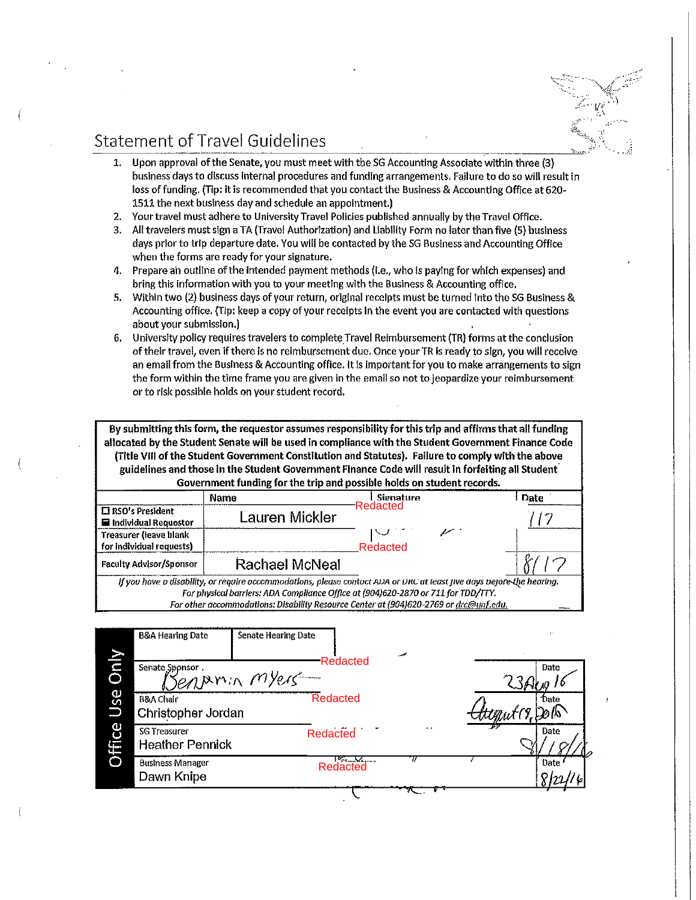## Statement of Travel Guidelines

1. Upon approval of the Senate, you must meet with the SG Accounting Associate within three (3) business days to discuss internal procedures and funding arrangements. Failure to do so will result in loss of funding. (Tip: it is recommended that you contact the Business & Accounting Office at 620-1511 the next business day and schedule an appointment.)
2. Your travel must adhere to University Travel Policies published annually by the Travel Office.
3. All travelers must sign a TA (Travel Authorization) and Liability Form no later than five (5) business days prior to trip departure date. You will be contacted by the SG Business and Accounting Office when the forms are ready for your signature.
4. Prepare an outline of the intended payment methods (i.e., who is paying for which expenses) and bring this information with you to your meeting with the Business & Accounting office.
5. Within two (2) business days of your return, original receipts must be turned into the SG Business & Accounting office. (Tip: keep a copy of your receipts in the event you are contacted with questions about your submission.)
6. University policy requires travelers to complete Travel Reimbursement (TR) forms at the conclusion of their travel, even if there is no reimbursement due. Once your TR is ready to sign, you will receive an email from the Business & Accounting office. It is important for you to make arrangements to sign the form within the time frame you are given in the email so not to jeopardize your reimbursement or to risk possible holds on your student record.

**By submitting this form, the requestor assumes responsibility for this trip and affirms that all funding allocated by the Student Senate will be used in compliance with the Student Government Finance Code (Title VIII of the Student Government Constitution and Statutes). Failure to comply with the above guidelines and those in the Student Government Finance Code will result in forfeiting all Student Government funding for the trip and possible holds on student records.**

| | Name | Signature | Date |
|---|---|---|---|
| ☐ RSO's President ■ Individual Requestor | Lauren Mickler | Redacted | 1/17 |
| Treasurer (leave blank for individual requests) | | | |
| Faculty Advisor/Sponsor | Rachael McNeal | Redacted | 8/17 |

*If you have a disability, or require accommodations, please contact ADA or DRC at least five days before the hearing. For physical barriers: ADA Compliance Office at (904)620-2870 or 711 for TDD/TTY. For other accommodations: Disability Resource Center at (904)620-2769 or drc@unf.edu.*

**Office Use Only**

| B&A Hearing Date | Senate Hearing Date | | |
|---|---|---|---|
| Senate Sponsor | Benjamin Myers | Redacted | Date: 23Aug16 |
| B&A Chair | Christopher Jordan | Redacted | Date: August 19, 2016 |
| SG Treasurer | Heather Pennick | Redacted | Date: 8/18/16 |
| Business Manager | Dawn Knipe | Redacted | Date: 8/22/16 |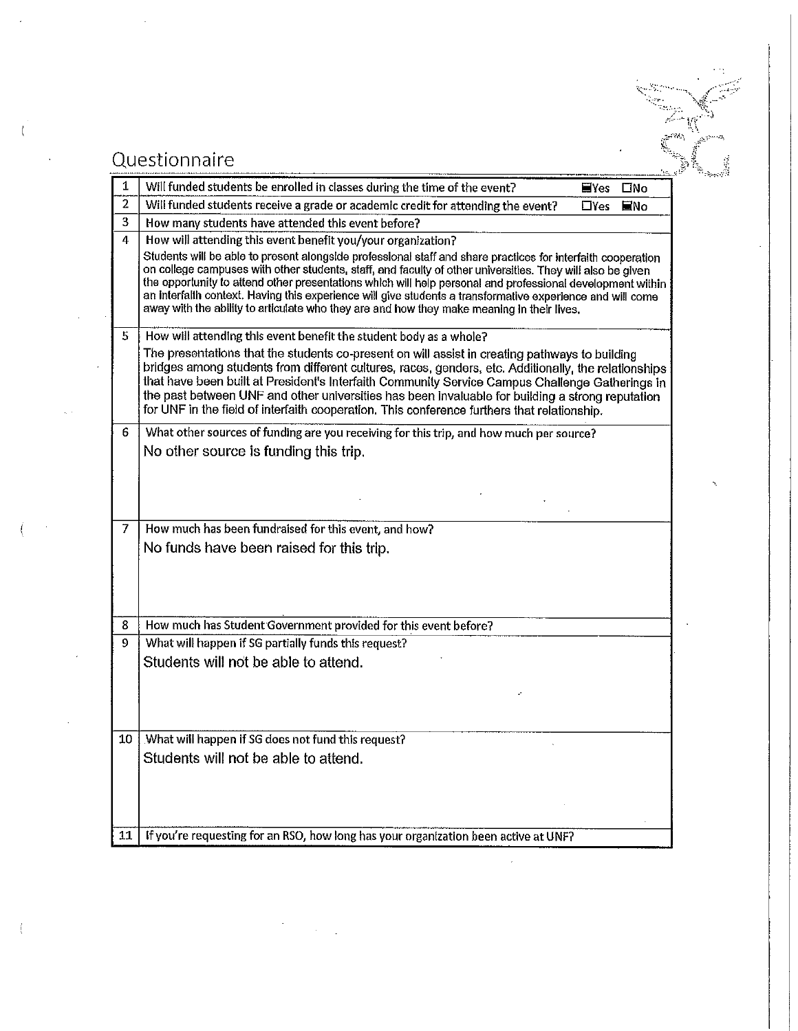## Questionnaire

| # | Question |
|---|---|
| 1 | Will funded students be enrolled in classes during the time of the event? ☒Yes ☐No |
| 2 | Will funded students receive a grade or academic credit for attending the event? ☐Yes ☒No |
| 3 | How many students have attended this event before? |
| 4 | How will attending this event benefit you/your organization?<br>Students will be able to present alongside professional staff and share practices for interfaith cooperation on college campuses with other students, staff, and faculty of other universities. They will also be given the opportunity to attend other presentations which will help personal and professional development within an interfaith context. Having this experience will give students a transformative experience and will come away with the ability to articulate who they are and how they make meaning in their lives. |
| 5 | How will attending this event benefit the student body as a whole?<br>The presentations that the students co-present on will assist in creating pathways to building bridges among students from different cultures, races, genders, etc. Additionally, the relationships that have been built at President's Interfaith Community Service Campus Challenge Gatherings in the past between UNF and other universities has been invaluable for building a strong reputation for UNF in the field of interfaith cooperation. This conference furthers that relationship. |
| 6 | What other sources of funding are you receiving for this trip, and how much per source?<br>No other source is funding this trip. |
| 7 | How much has been fundraised for this event, and how?<br>No funds have been raised for this trip. |
| 8 | How much has Student Government provided for this event before? |
| 9 | What will happen if SG partially funds this request?<br>Students will not be able to attend. |
| 10 | What will happen if SG does not fund this request?<br>Students will not be able to attend. |
| 11 | If you're requesting for an RSO, how long has your organization been active at UNF? |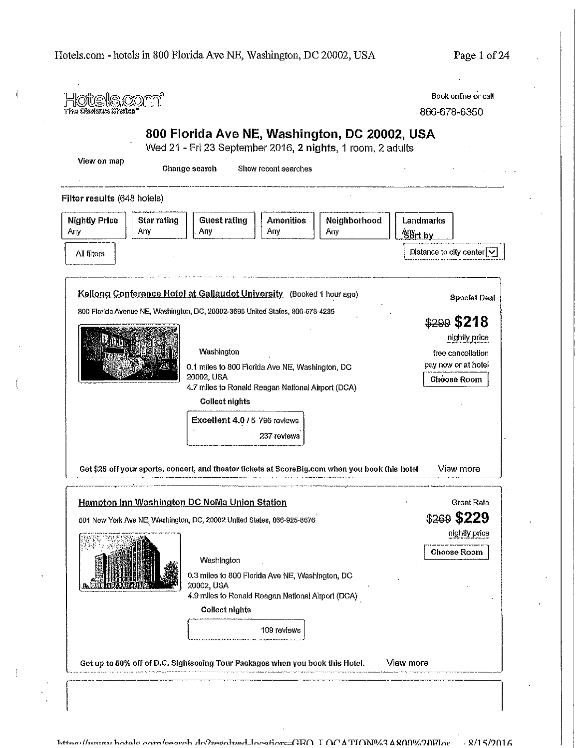Hotels.com
The Obvious Choice™

Book online or call
866-678-6350

## 800 Florida Ave NE, Washington, DC 20002, USA

Wed 21 - Fri 23 September 2016, **2 nights**, 1 room, 2 adults

View on map

Change search    Show recent searches

**Filter results** (648 hotels)

| Nightly Price | Star rating | Guest rating | Amenities | Neighborhood | Landmarks |
|---|---|---|---|---|---|
| Any | Any | Any | Any | Any | Any |

All filters

Sort by
Distance to city center

---

**Kellogg Conference Hotel at Gallaudet University** (Booked 1 hour ago)

800 Florida Avenue NE, Washington, DC, 20002-3695 United States, 866-573-4235

Special Deal

~~$299~~ **$218**
nightly price
free cancellation
pay now or at hotel
Choose Room

Washington

0.1 miles to 800 Florida Ave NE, Washington, DC 20002, USA
4.7 miles to Ronald Reagan National Airport (DCA)

**Collect nights**

**Excellent 4.0** / 5 796 reviews
237 reviews

**Get $25 off your sports, concert, and theater tickets at ScoreBig.com when you book this hotel**    View more

---

**Hampton Inn Washington DC NoMa Union Station**

501 New York Ave NE, Washington, DC, 20002 United States, 866-925-8676

Great Rate

~~$269~~ **$229**
nightly price
Choose Room

Washington

0.3 miles to 800 Florida Ave NE, Washington, DC 20002, USA
4.9 miles to Ronald Reagan National Airport (DCA)

**Collect nights**

109 reviews

**Get up to 50% off of D.C. Sightseeing Tour Packages when you book this Hotel.**    View more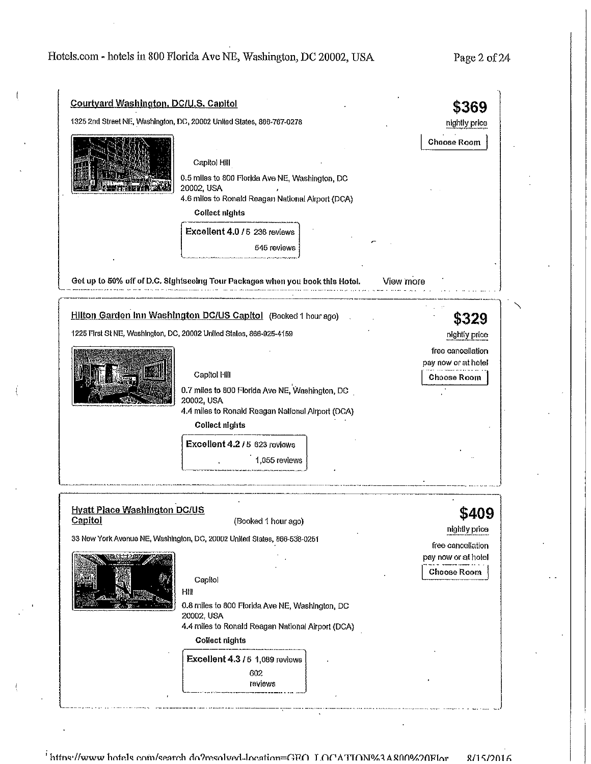### Courtyard Washington, DC/U.S. Capitol

1325 2nd Street NE, Washington, DC, 20002 United States, 866-767-0278

**$369**
nightly price

Choose Room

Capitol Hill

0.5 miles to 800 Florida Ave NE, Washington, DC 20002, USA
4.6 miles to Ronald Reagan National Airport (DCA)

**Collect nights**

**Excellent 4.0** / 5 236 reviews
545 reviews

**Get up to 50% off of D.C. Sightseeing Tour Packages when you book this Hotel.** View more

---

### Hilton Garden Inn Washington DC/US Capitol (Booked 1 hour ago)

1225 First St NE, Washington, DC, 20002 United States, 866-925-4159

**$329**
nightly price

free cancellation
pay now or at hotel

Choose Room

Capitol Hill

0.7 miles to 800 Florida Ave NE, Washington, DC 20002, USA
4.4 miles to Ronald Reagan National Airport (DCA)

**Collect nights**

**Excellent 4.2** / 5 623 reviews
1,055 reviews

---

### Hyatt Place Washington DC/US Capitol (Booked 1 hour ago)

33 New York Avenue NE, Washington, DC, 20002 United States, 866-538-0251

**$409**
nightly price

free cancellation
pay now or at hotel

Choose Room

Capitol Hill

0.8 miles to 800 Florida Ave NE, Washington, DC 20002, USA
4.4 miles to Ronald Reagan National Airport (DCA)

**Collect nights**

**Excellent 4.3** / 5 1,089 reviews
602 reviews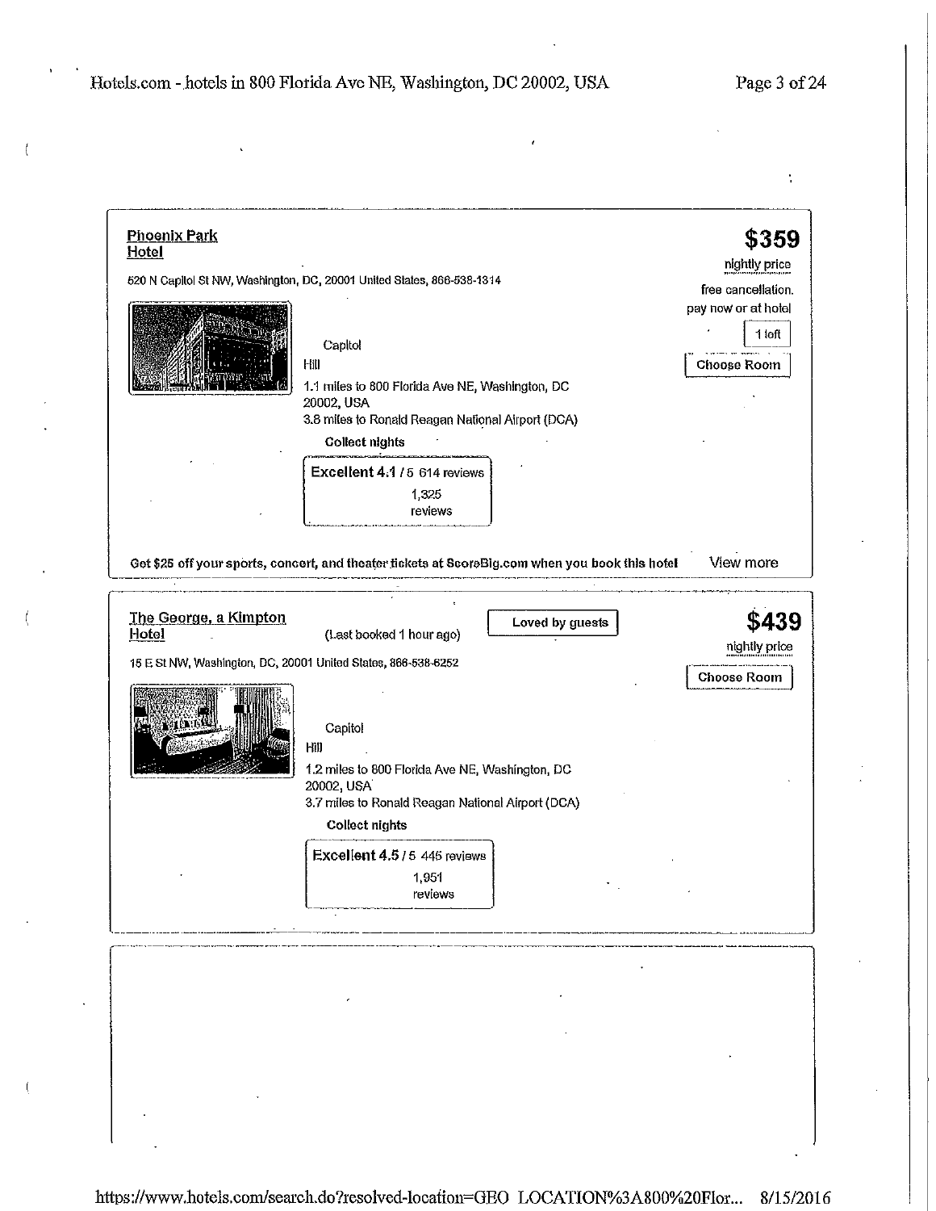**Phoenix Park Hotel**

520 N Capitol St NW, Washington, DC, 20001 United States, 866-538-1314

Capitol Hill

1.1 miles to 800 Florida Ave NE, Washington, DC 20002, USA

3.8 miles to Ronald Reagan National Airport (DCA)

**Collect nights**

**Excellent 4.1** / 5 614 reviews

1,325 reviews

**$359**

nightly price

free cancellation, pay now or at hotel

1 left

Choose Room

**Get $25 off your sports, concert, and theater tickets at ScoreBig.com when you book this hotel**

View more

---

**The George, a Kimpton Hotel**

(Last booked 1 hour ago)

Loved by guests

15 E St NW, Washington, DC, 20001 United States, 866-538-6252

Capitol Hill

1.2 miles to 800 Florida Ave NE, Washington, DC 20002, USA

3.7 miles to Ronald Reagan National Airport (DCA)

**Collect nights**

**Excellent 4.5** / 5 446 reviews

1,951 reviews

**$439**

nightly price

Choose Room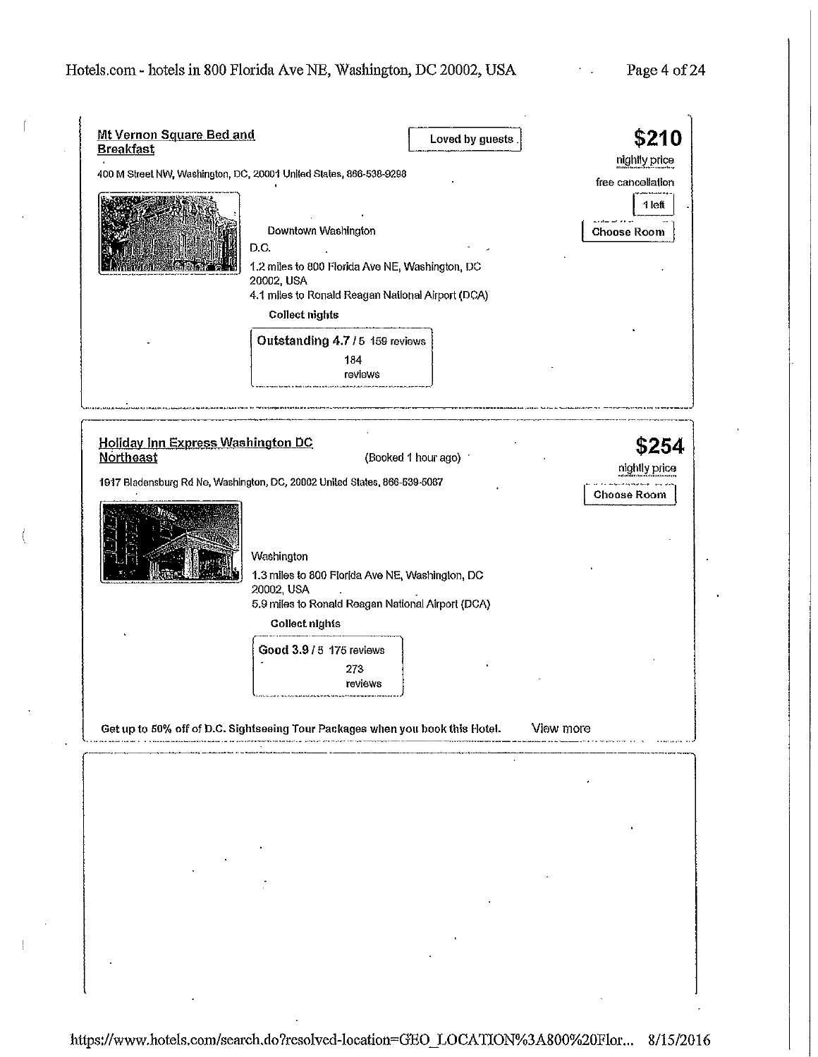**Mt Vernon Square Bed and Breakfast**

Loved by guests

400 M Street NW, Washington, DC, 20001 United States, 866-538-9298

**$210**

nightly price

free cancellation

1 left

Choose Room

Downtown Washington D.C.

1.2 miles to 800 Florida Ave NE, Washington, DC 20002, USA

4.1 miles to Ronald Reagan National Airport (DCA)

**Collect nights**

**Outstanding 4.7** / 5 159 reviews

184 reviews

---

**Holiday Inn Express Washington DC Northeast**

(Booked 1 hour ago)

1917 Bladensburg Rd Ne, Washington, DC, 20002 United States, 866-539-5067

**$254**

nightly price

Choose Room

Washington

1.3 miles to 800 Florida Ave NE, Washington, DC 20002, USA

5.9 miles to Ronald Reagan National Airport (DCA)

**Collect nights**

**Good 3.9** / 5 175 reviews

273 reviews

Get up to 50% off of D.C. Sightseeing Tour Packages when you book this Hotel. View more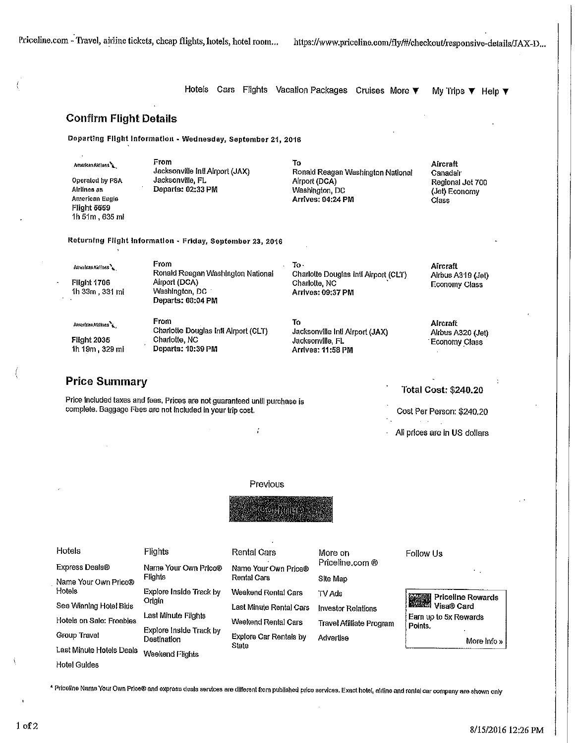Hotels Cars Flights Vacation Packages Cruises More ▼ My Trips ▼ Help ▼

## Confirm Flight Details

**Departing Flight Information - Wednesday, September 21, 2016**

| Airline | From | To | Aircraft |
|---|---|---|---|
| American Airlines<br>Operated by PSA Airlines as American Eagle<br>**Flight 5559**<br>1h 51m , 635 mi | **From**<br>Jacksonville Intl Airport (JAX)<br>Jacksonville, FL<br>**Departs: 02:33 PM** | **To**<br>Ronald Reagan Washington National Airport (DCA)<br>Washington, DC<br>**Arrives: 04:24 PM** | **Aircraft**<br>Canadair Regional Jet 700 (Jet) Economy Class |

**Returning Flight Information - Friday, September 23, 2016**

| Airline | From | To | Aircraft |
|---|---|---|---|
| American Airlines<br>**Flight 1706**<br>1h 33m , 331 mi | **From**<br>Ronald Reagan Washington National Airport (DCA)<br>Washington, DC<br>**Departs: 08:04 PM** | **To**<br>Charlotte Douglas Intl Airport (CLT)<br>Charlotte, NC<br>**Arrives: 09:37 PM** | **Aircraft**<br>Airbus A319 (Jet)<br>Economy Class |
| American Airlines<br>**Flight 2035**<br>1h 19m , 329 mi | **From**<br>Charlotte Douglas Intl Airport (CLT)<br>Charlotte, NC<br>**Departs: 10:39 PM** | **To**<br>Jacksonville Intl Airport (JAX)<br>Jacksonville, FL<br>**Arrives: 11:58 PM** | **Aircraft**<br>Airbus A320 (Jet)<br>Economy Class |

## Price Summary

Price included taxes and fees. Prices are not guaranteed until purchase is complete. Baggage Fees are not included in your trip cost.

**Total Cost: $240.20**

Cost Per Person: $240.20

All prices are in US dollars

Previous

Continue

| Hotels | Flights | Rental Cars | More on Priceline.com ® | Follow Us |
|---|---|---|---|---|
| Express Deals® | Name Your Own Price® Flights | Name Your Own Price® Rental Cars | Site Map | |
| Name Your Own Price® Hotels | Explore Inside Track by Origin | Weekend Rental Cars | TV Ads | **Priceline Rewards Visa® Card**<br>Earn up to 5x Rewards Points.<br>More Info » |
| See Winning Hotel Bids | Last Minute Flights | Last Minute Rental Cars | Investor Relations | |
| Hotels on Sale: Freebies | Explore Inside Track by Destination | Weekend Rental Cars | Travel Affiliate Program | |
| Group Travel | Weekend Flights | Explore Car Rentals by State | Advertise | |
| Last Minute Hotels Deals | | | | |
| Hotel Guides | | | | |

* Priceline Name Your Own Price® and express deals services are different from published price services. Exact hotel, airline and rental car company are shown only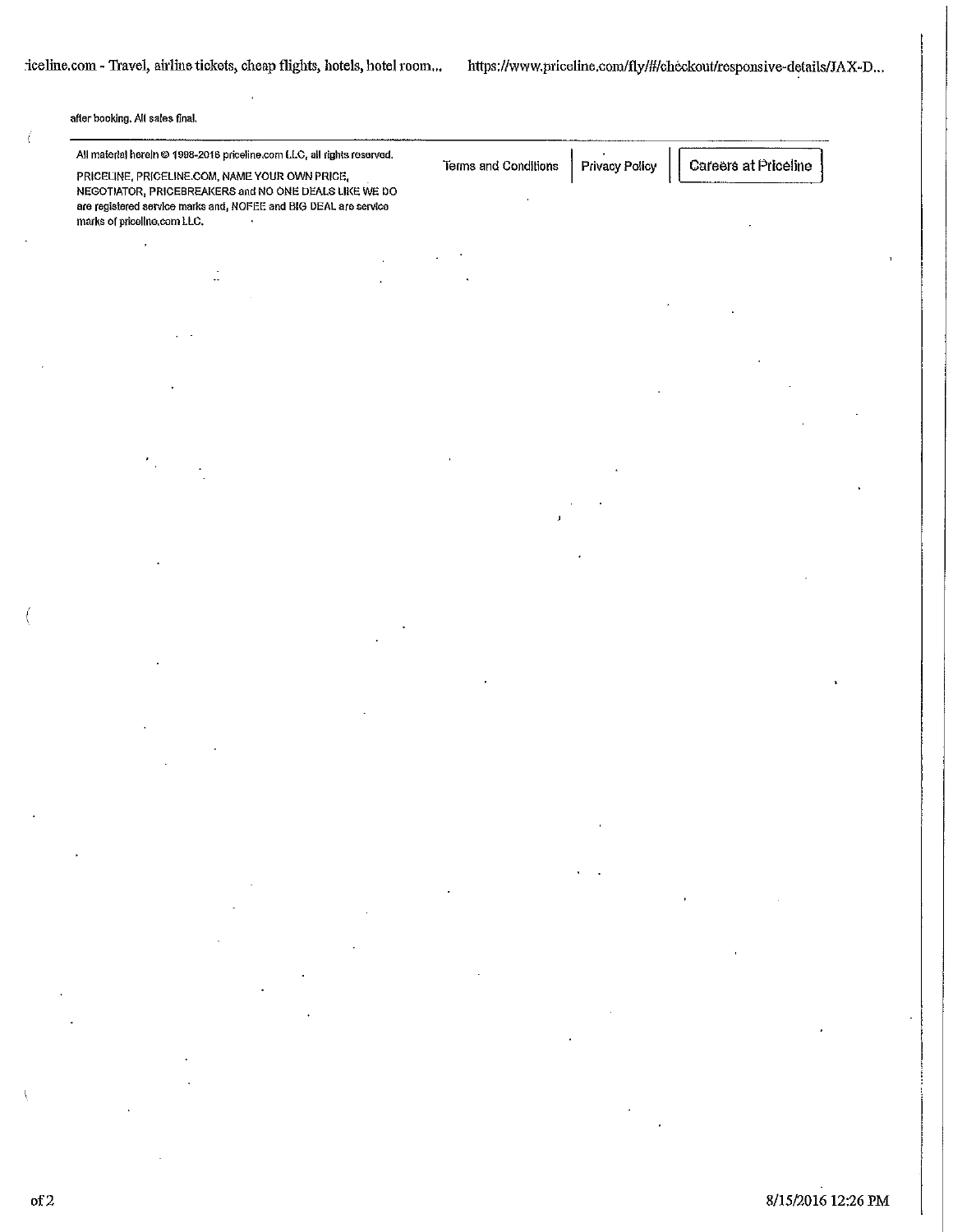after booking. All sales final.

All material herein © 1998-2016 priceline.com LLC, all rights reserved.

PRICELINE, PRICELINE.COM, NAME YOUR OWN PRICE, NEGOTIATOR, PRICEBREAKERS and NO ONE DEALS LIKE WE DO are registered service marks and, NOFEE and BIG DEAL are service marks of priceline.com LLC.

Terms and Conditions | Privacy Policy | Careers at Priceline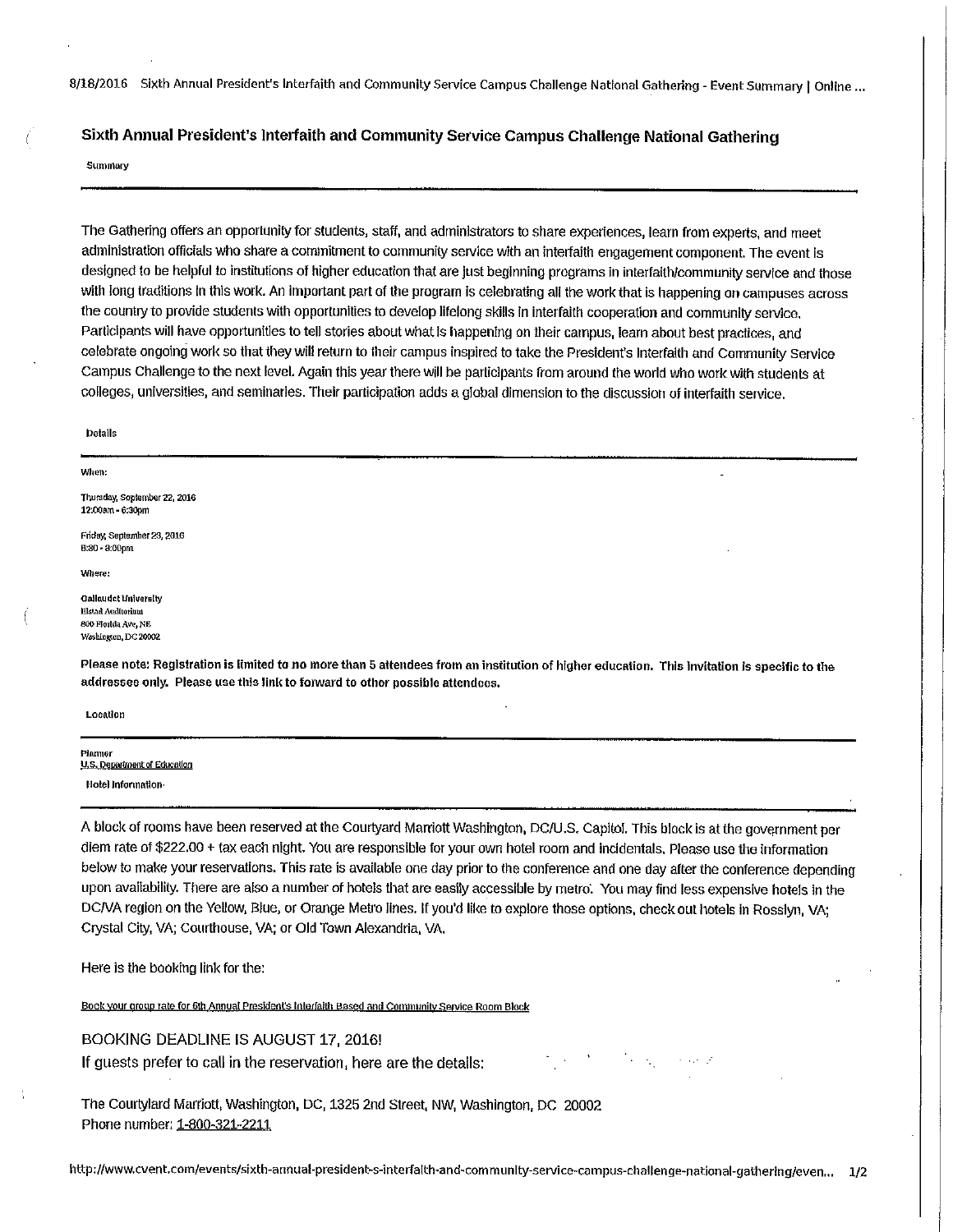# Sixth Annual President's Interfaith and Community Service Campus Challenge National Gathering

**Summary**

The Gathering offers an opportunity for students, staff, and administrators to share experiences, learn from experts, and meet administration officials who share a commitment to community service with an interfaith engagement component. The event is designed to be helpful to institutions of higher education that are just beginning programs in interfaith/community service and those with long traditions in this work. An important part of the program is celebrating all the work that is happening on campuses across the country to provide students with opportunities to develop lifelong skills in interfaith cooperation and community service. Participants will have opportunities to tell stories about what is happening on their campus, learn about best practices, and celebrate ongoing work so that they will return to their campus inspired to take the President's Interfaith and Community Service Campus Challenge to the next level. Again this year there will be participants from around the world who work with students at colleges, universities, and seminaries. Their participation adds a global dimension to the discussion of interfaith service.

**Details**

When:

Thursday, September 22, 2016
12:00am - 6:30pm

Friday, September 23, 2016
8:30 - 8:00pm

Where:

Gallaudet University
Elstad Auditorium
800 Florida Ave, NE
Washington, DC 20002

**Please note: Registration is limited to no more than 5 attendees from an institution of higher education. This invitation is specific to the addressee only. Please use this link to forward to other possible attendees.**

**Location**

Planner
U.S. Department of Education

**Hotel Information**

A block of rooms have been reserved at the Courtyard Marriott Washington, DC/U.S. Capitol. This block is at the government per diem rate of $222.00 + tax each night. You are responsible for your own hotel room and incidentals. Please use the information below to make your reservations. This rate is available one day prior to the conference and one day after the conference depending upon availability. There are also a number of hotels that are easily accessible by metro. You may find less expensive hotels in the DC/VA region on the Yellow, Blue, or Orange Metro lines. If you'd like to explore those options, check out hotels in Rosslyn, VA; Crystal City, VA; Courthouse, VA; or Old Town Alexandria, VA.

Here is the booking link for the:

Book your group rate for 6th Annual President's Interfaith Based and Community Service Room Block

BOOKING DEADLINE IS AUGUST 17, 2016!
If guests prefer to call in the reservation, here are the details:

The Courtyard Marriott, Washington, DC, 1325 2nd Street, NW, Washington, DC 20002
Phone number: 1-800-321-2211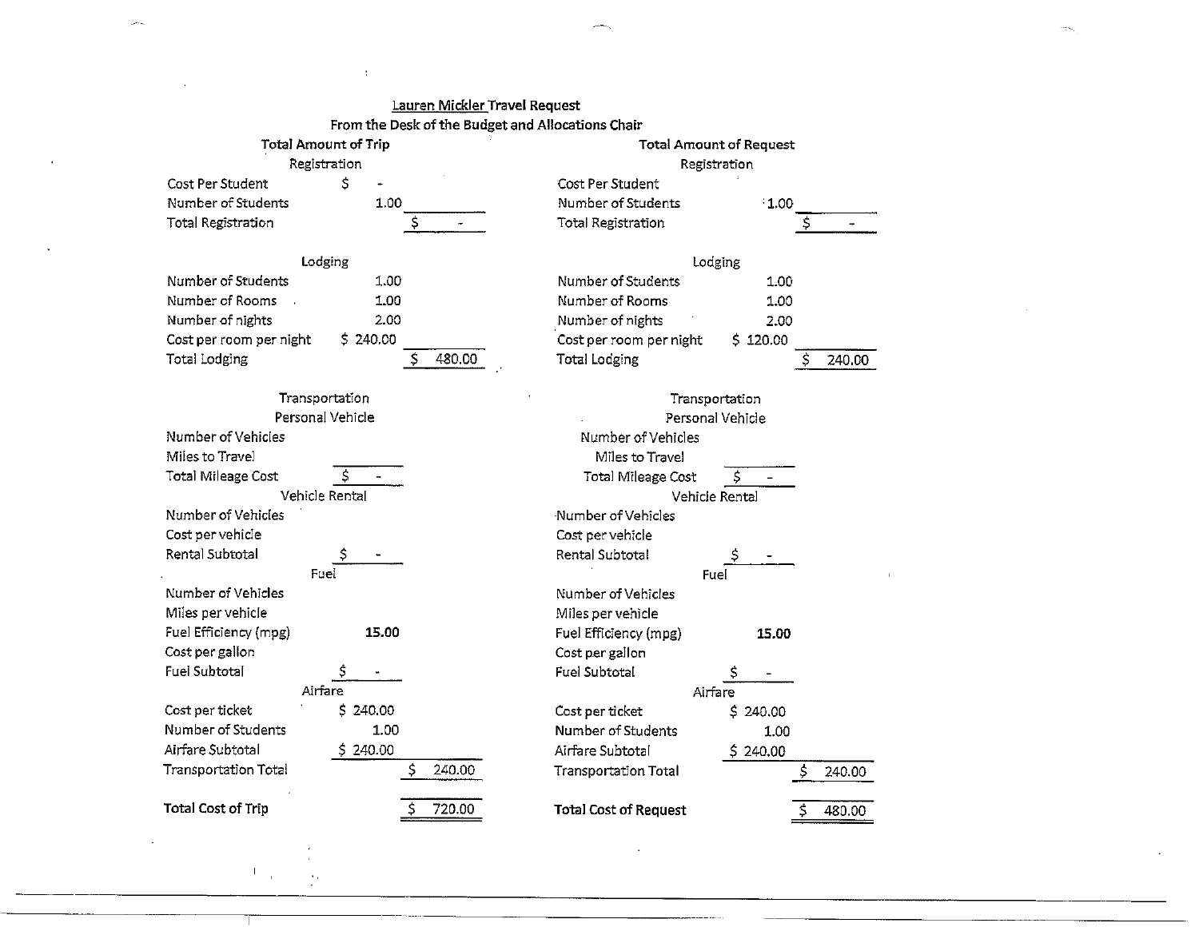**<u>Lauren Mickler</u> Travel Request**

**From the Desk of the Budget and Allocations Chair**

**Total Amount of Trip**

| | | |
|---|---|---|
| **Registration** | | |
| Cost Per Student | $ - | |
| Number of Students | 1.00 | |
| Total Registration | | $ - |
| **Lodging** | | |
| Number of Students | 1.00 | |
| Number of Rooms | 1.00 | |
| Number of nights | 2.00 | |
| Cost per room per night | $ 240.00 | |
| Total Lodging | | $ 480.00 |
| **Transportation** | | |
| **Personal Vehicle** | | |
| Number of Vehicles | | |
| Miles to Travel | | |
| Total Mileage Cost | $ - | |
| **Vehicle Rental** | | |
| Number of Vehicles | | |
| Cost per vehicle | | |
| Rental Subtotal | $ - | |
| **Fuel** | | |
| Number of Vehicles | | |
| Miles per vehicle | | |
| Fuel Efficiency (mpg) | **15.00** | |
| Cost per gallon | | |
| Fuel Subtotal | $ - | |
| **Airfare** | | |
| Cost per ticket | $ 240.00 | |
| Number of Students | 1.00 | |
| Airfare Subtotal | $ 240.00 | |
| Transportation Total | | $ 240.00 |
| **Total Cost of Trip** | | $ 720.00 |

**Total Amount of Request**

| | | |
|---|---|---|
| **Registration** | | |
| Cost Per Student | | |
| Number of Students | 1.00 | |
| Total Registration | | $ - |
| **Lodging** | | |
| Number of Students | 1.00 | |
| Number of Rooms | 1.00 | |
| Number of nights | 2.00 | |
| Cost per room per night | $ 120.00 | |
| Total Lodging | | $ 240.00 |
| **Transportation** | | |
| **Personal Vehicle** | | |
| Number of Vehicles | | |
| Miles to Travel | | |
| Total Mileage Cost | $ - | |
| **Vehicle Rental** | | |
| Number of Vehicles | | |
| Cost per vehicle | | |
| Rental Subtotal | $ - | |
| **Fuel** | | |
| Number of Vehicles | | |
| Miles per vehicle | | |
| Fuel Efficiency (mpg) | **15.00** | |
| Cost per gallon | | |
| Fuel Subtotal | $ - | |
| **Airfare** | | |
| Cost per ticket | $ 240.00 | |
| Number of Students | 1.00 | |
| Airfare Subtotal | $ 240.00 | |
| Transportation Total | | $ 240.00 |
| **Total Cost of Request** | | $ 480.00 |